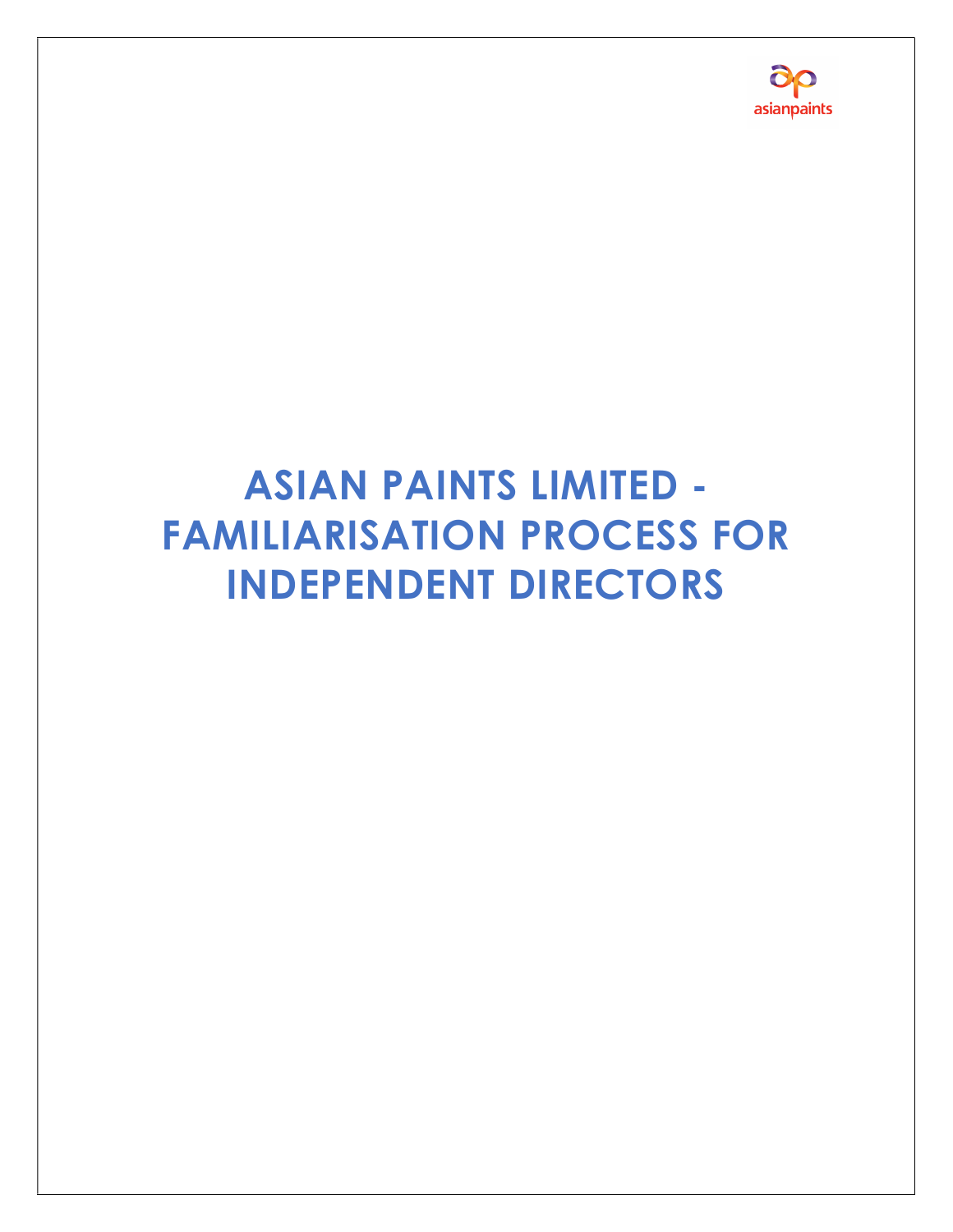asianpaints

# ASIAN PAINTS LIMITED - FAMILIARISATION PROCESS FOR INDEPENDENT DIRECTORS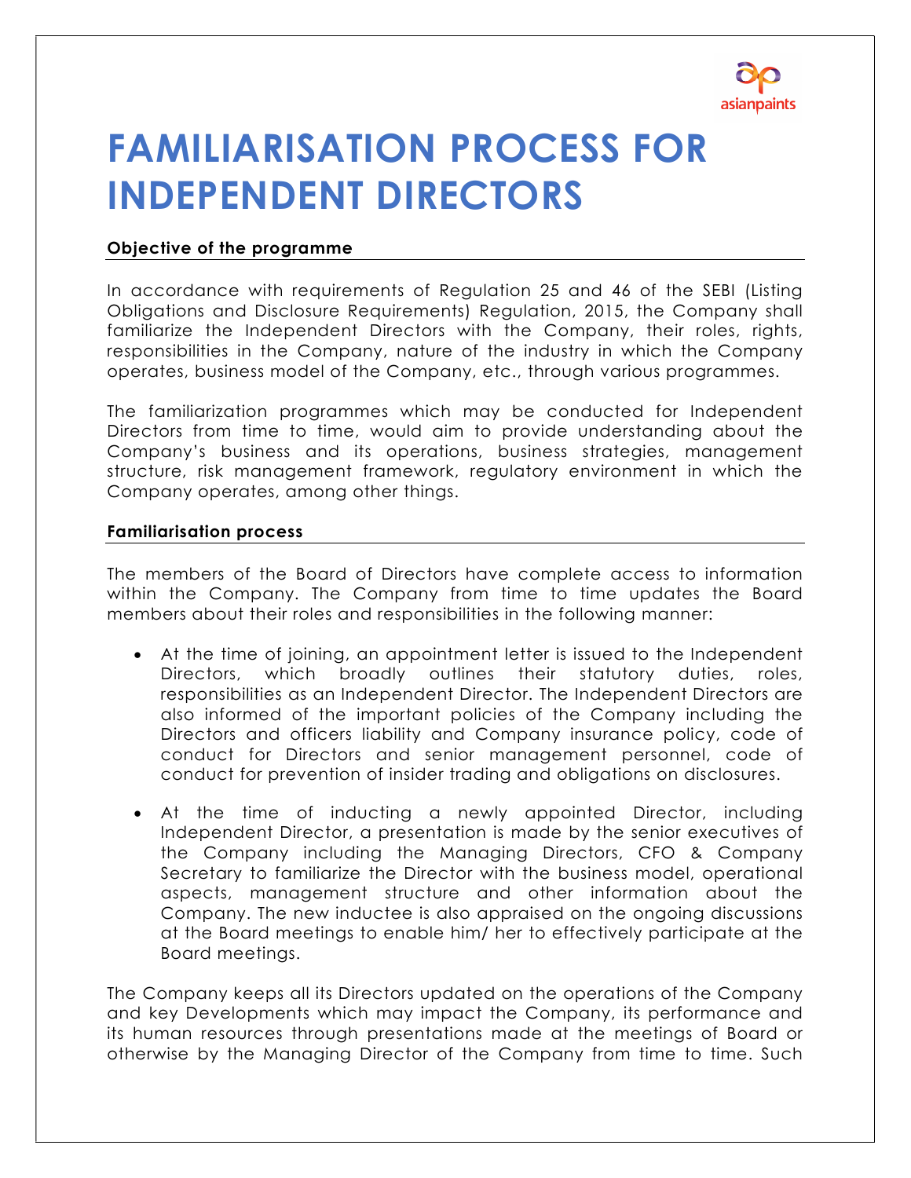# FAMILIARISATION PROCESS FOR INDEPENDENT DIRECTORS

**Objective of the programme**

In accordance with requirements of Regulation 25 and 46 of the SEBI (Listing Obligations and Disclosure Requirements) Regulation, 2015, the Company shall familiarize the Independent Directors with the Company, their roles, rights, responsibilities in the Company, nature of the industry in which the Company operates, business model of the Company, etc., through various programmes.

The familiarization programmes which may be conducted for Independent Directors from time to time, would aim to provide understanding about the Company's business and its operations, business strategies, management structure, risk management framework, regulatory environment in which the Company operates, among other things.

**Familiarisation process**

The members of the Board of Directors have complete access to information within the Company. The Company from time to time updates the Board members about their roles and responsibilities in the following manner:

- At the time of joining, an appointment letter is issued to the Independent Directors, which broadly outlines their statutory duties, roles, responsibilities as an Independent Director. The Independent Directors are also informed of the important policies of the Company including the Directors and officers liability and Company insurance policy, code of conduct for Directors and senior management personnel, code of conduct for prevention of insider trading and obligations on disclosures.

- At the time of inducting a newly appointed Director, including Independent Director, a presentation is made by the senior executives of the Company including the Managing Directors, CFO & Company Secretary to familiarize the Director with the business model, operational aspects, management structure and other information about the Company. The new inductee is also appraised on the ongoing discussions at the Board meetings to enable him/ her to effectively participate at the Board meetings.

The Company keeps all its Directors updated on the operations of the Company and key Developments which may impact the Company, its performance and its human resources through presentations made at the meetings of Board or otherwise by the Managing Director of the Company from time to time. Such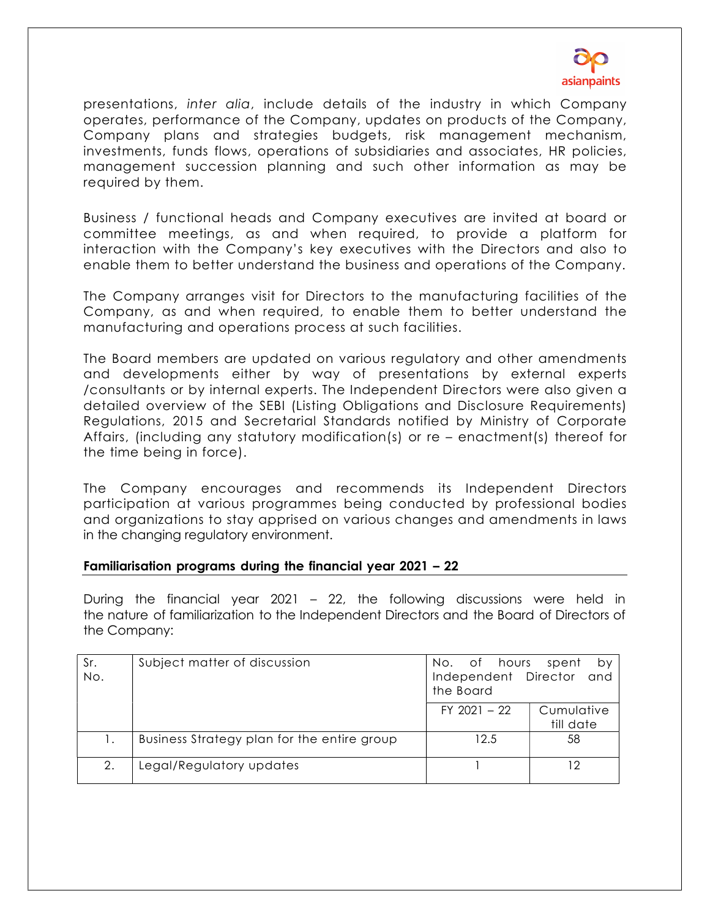presentations, *inter alia*, include details of the industry in which Company operates, performance of the Company, updates on products of the Company, Company plans and strategies budgets, risk management mechanism, investments, funds flows, operations of subsidiaries and associates, HR policies, management succession planning and such other information as may be required by them.

Business / functional heads and Company executives are invited at board or committee meetings, as and when required, to provide a platform for interaction with the Company's key executives with the Directors and also to enable them to better understand the business and operations of the Company.

The Company arranges visit for Directors to the manufacturing facilities of the Company, as and when required, to enable them to better understand the manufacturing and operations process at such facilities.

The Board members are updated on various regulatory and other amendments and developments either by way of presentations by external experts /consultants or by internal experts. The Independent Directors were also given a detailed overview of the SEBI (Listing Obligations and Disclosure Requirements) Regulations, 2015 and Secretarial Standards notified by Ministry of Corporate Affairs, (including any statutory modification(s) or re – enactment(s) thereof for the time being in force).

The Company encourages and recommends its Independent Directors participation at various programmes being conducted by professional bodies and organizations to stay apprised on various changes and amendments in laws in the changing regulatory environment.

**Familiarisation programs during the financial year 2021 – 22**

During the financial year 2021 – 22, the following discussions were held in the nature of familiarization to the Independent Directors and the Board of Directors of the Company:

| Sr. No. | Subject matter of discussion | No. of hours spent by Independent Director and the Board | |
|---|---|---|---|
| | | FY 2021 – 22 | Cumulative till date |
| 1. | Business Strategy plan for the entire group | 12.5 | 58 |
| 2. | Legal/Regulatory updates | 1 | 12 |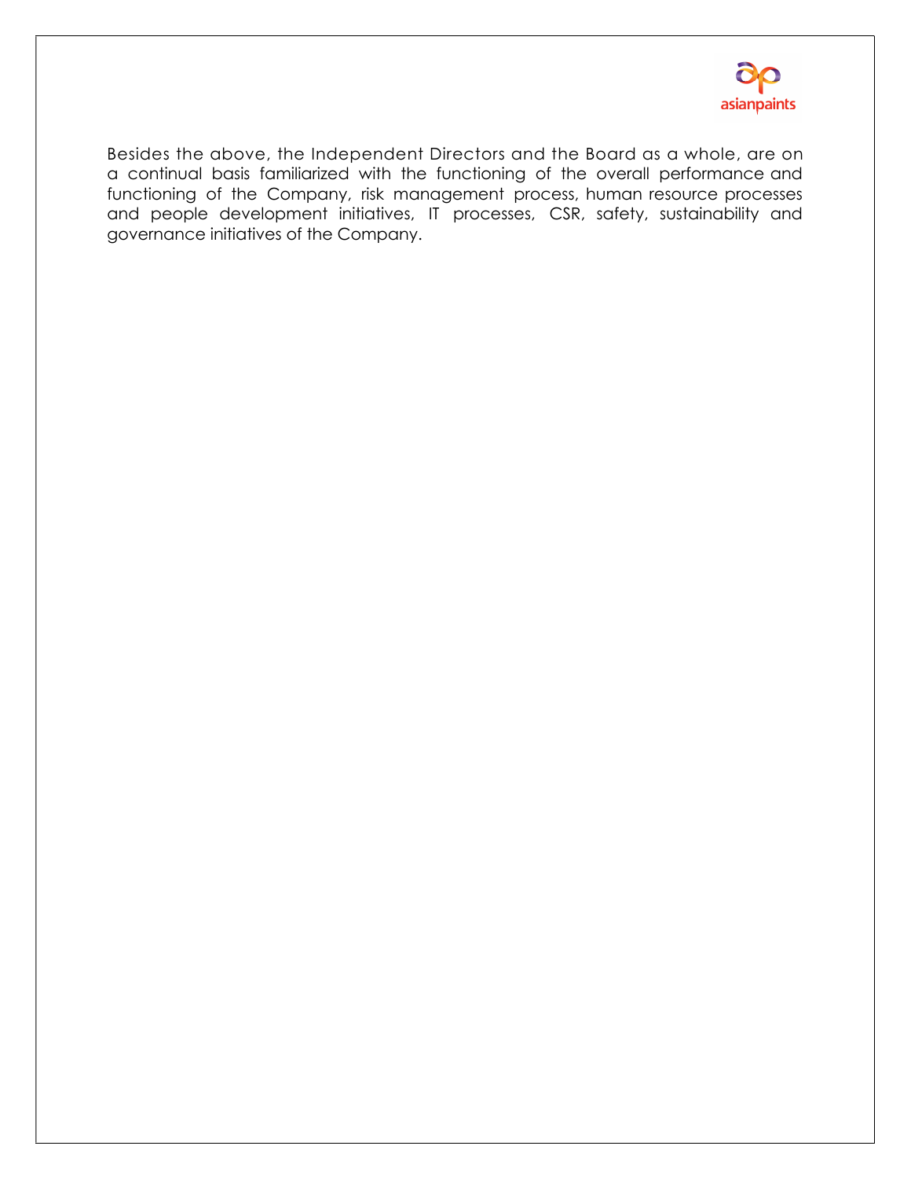Besides the above, the Independent Directors and the Board as a whole, are on a continual basis familiarized with the functioning of the overall performance and functioning of the Company, risk management process, human resource processes and people development initiatives, IT processes, CSR, safety, sustainability and governance initiatives of the Company.